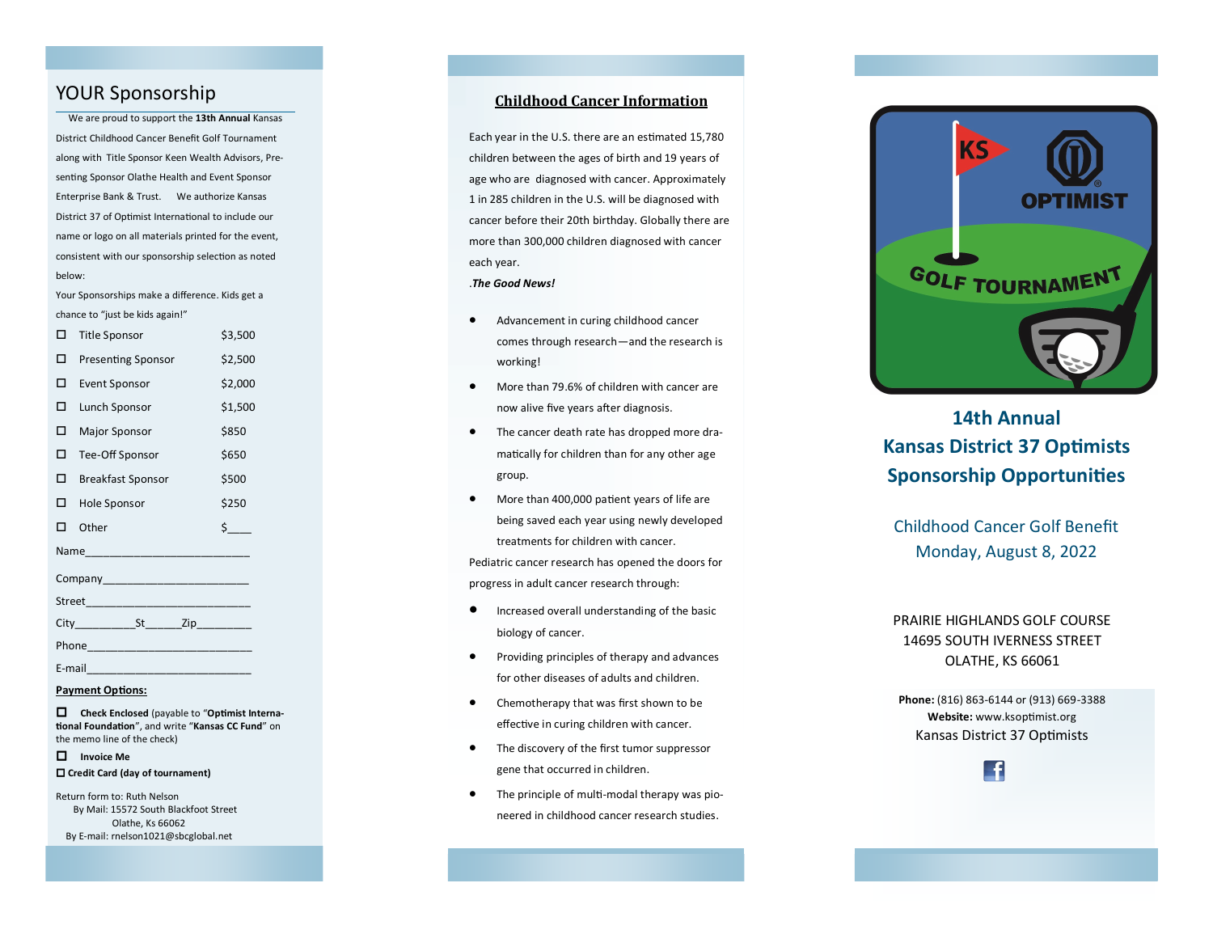## YOUR Sponsorship

We are proud to support the **13th Annual** Kansas District Childhood Cancer Benefit Golf Tournament along with Title Sponsor Keen Wealth Advisors, Presenting Sponsor Olathe Health and Event Sponsor Enterprise Bank & Trust. We authorize Kansas District 37 of Optimist International to include our name or logo on all materials printed for the event, consistent with our sponsorship selection as noted below:

Your Sponsorships make a difference. Kids get a chance to "just be kids again!"

- ☐ Title Sponsor $3,500
- ☐ Presenting Sponsor $2,500
- ☐ Event Sponsor $2,000
- ☐ Lunch Sponsor $1,500
- ☐ Major Sponsor $850
- ☐ Tee-Off Sponsor $650
- ☐ Breakfast Sponsor $500
- ☐ Hole Sponsor $250
- ☐ Other $____

Name___________________________

Company________________________

Street___________________________

City__________St______Zip_________

Phone___________________________

E-mail___________________________

**Payment Options:**

☐ **Check Enclosed** (payable to "**Optimist International Foundation**", and write "**Kansas CC Fund**" on the memo line of the check)

☐ **Invoice Me**

☐ **Credit Card (day of tournament)**

Return form to: Ruth Nelson
By Mail: 15572 South Blackfoot Street
Olathe, Ks 66062
By E-mail: rnelson1021@sbcglobal.net

## Childhood Cancer Information

Each year in the U.S. there are an estimated 15,780 children between the ages of birth and 19 years of age who are diagnosed with cancer. Approximately 1 in 285 children in the U.S. will be diagnosed with cancer before their 20th birthday. Globally there are more than 300,000 children diagnosed with cancer each year.

.*The Good News!*

- Advancement in curing childhood cancer comes through research—and the research is working!
- More than 79.6% of children with cancer are now alive five years after diagnosis.
- The cancer death rate has dropped more dramatically for children than for any other age group.
- More than 400,000 patient years of life are being saved each year using newly developed treatments for children with cancer.

Pediatric cancer research has opened the doors for progress in adult cancer research through:

- Increased overall understanding of the basic biology of cancer.
- Providing principles of therapy and advances for other diseases of adults and children.
- Chemotherapy that was first shown to be effective in curing children with cancer.
- The discovery of the first tumor suppressor gene that occurred in children.
- The principle of multi-modal therapy was pioneered in childhood cancer research studies.

KS OPTIMIST GOLF TOURNAMENT

# 14th Annual Kansas District 37 Optimists Sponsorship Opportunities

Childhood Cancer Golf Benefit
Monday, August 8, 2022

PRAIRIE HIGHLANDS GOLF COURSE
14695 SOUTH IVERNESS STREET
OLATHE, KS 66061

**Phone:** (816) 863-6144 or (913) 669-3388
**Website:** www.ksoptimist.org
Kansas District 37 Optimists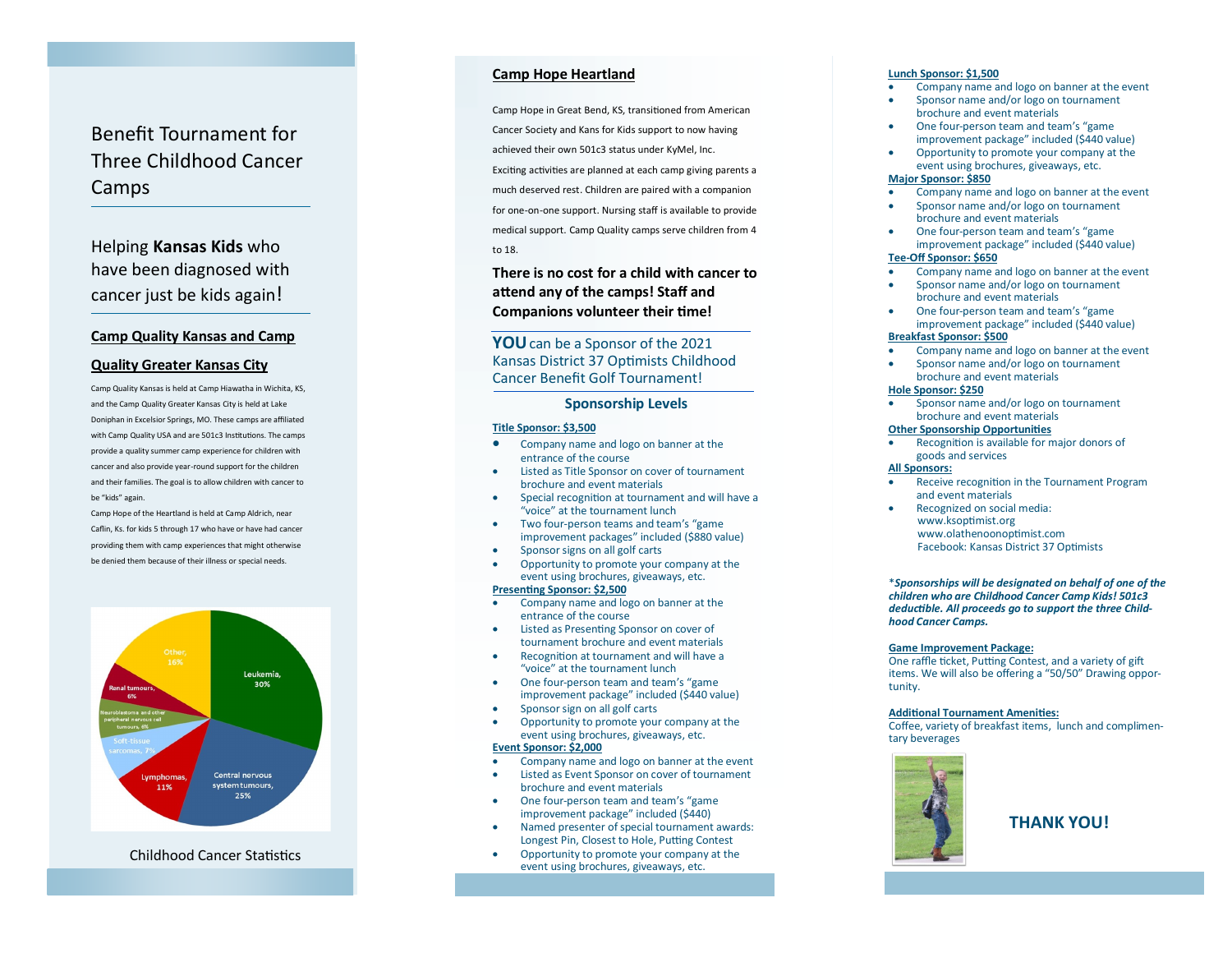# Benefit Tournament for Three Childhood Cancer Camps

Helping **Kansas Kids** who have been diagnosed with cancer just be kids again!

## Camp Quality Kansas and Camp Quality Greater Kansas City

Camp Quality Kansas is held at Camp Hiawatha in Wichita, KS, and the Camp Quality Greater Kansas City is held at Lake Doniphan in Excelsior Springs, MO. These camps are affiliated with Camp Quality USA and are 501c3 Institutions. The camps provide a quality summer camp experience for children with cancer and also provide year-round support for the children and their families. The goal is to allow children with cancer to be "kids" again.

Camp Hope of the Heartland is held at Camp Aldrich, near Caflin, Ks. for kids 5 through 17 who have or have had cancer providing them with camp experiences that might otherwise be denied them because of their illness or special needs.

Other, 16%
Leukemia, 30%
Renal tumours, 6%
Neuroblastoma and other peripheral nervous cell tumours, 6%
Soft-tissue sarcomas, 7%
Lymphomas, 11%
Central nervous system tumours, 25%

Childhood Cancer Statistics

## Camp Hope Heartland

Camp Hope in Great Bend, KS, transitioned from American Cancer Society and Kans for Kids support to now having achieved their own 501c3 status under KyMel, Inc. Exciting activities are planned at each camp giving parents a much deserved rest. Children are paired with a companion for one-on-one support. Nursing staff is available to provide medical support. Camp Quality camps serve children from 4 to 18.

**There is no cost for a child with cancer to attend any of the camps! Staff and Companions volunteer their time!**

**YOU** can be a Sponsor of the 2021 Kansas District 37 Optimists Childhood Cancer Benefit Golf Tournament!

### Sponsorship Levels

**Title Sponsor: $3,500**
- Company name and logo on banner at the entrance of the course
- Listed as Title Sponsor on cover of tournament brochure and event materials
- Special recognition at tournament and will have a "voice" at the tournament lunch
- Two four-person teams and team's "game improvement packages" included ($880 value)
- Sponsor signs on all golf carts
- Opportunity to promote your company at the event using brochures, giveaways, etc.

**Presenting Sponsor: $2,500**
- Company name and logo on banner at the entrance of the course
- Listed as Presenting Sponsor on cover of tournament brochure and event materials
- Recognition at tournament and will have a "voice" at the tournament lunch
- One four-person team and team's "game improvement package" included ($440 value)
- Sponsor sign on all golf carts
- Opportunity to promote your company at the event using brochures, giveaways, etc.

**Event Sponsor: $2,000**
- Company name and logo on banner at the event
- Listed as Event Sponsor on cover of tournament brochure and event materials
- One four-person team and team's "game improvement package" included ($440)
- Named presenter of special tournament awards: Longest Pin, Closest to Hole, Putting Contest
- Opportunity to promote your company at the event using brochures, giveaways, etc.

**Lunch Sponsor: $1,500**
- Company name and logo on banner at the event
- Sponsor name and/or logo on tournament brochure and event materials
- One four-person team and team's "game improvement package" included ($440 value)
- Opportunity to promote your company at the event using brochures, giveaways, etc.

**Major Sponsor: $850**
- Company name and logo on banner at the event
- Sponsor name and/or logo on tournament brochure and event materials
- One four-person team and team's "game improvement package" included ($440 value)

**Tee-Off Sponsor: $650**
- Company name and logo on banner at the event
- Sponsor name and/or logo on tournament brochure and event materials
- One four-person team and team's "game improvement package" included ($440 value)

**Breakfast Sponsor: $500**
- Company name and logo on banner at the event
- Sponsor name and/or logo on tournament brochure and event materials

**Hole Sponsor: $250**
- Sponsor name and/or logo on tournament brochure and event materials

**Other Sponsorship Opportunities**
- Recognition is available for major donors of goods and services

**All Sponsors:**
- Receive recognition in the Tournament Program and event materials
- Recognized on social media:
  www.ksoptimist.org
  www.olathenoonoptimist.com
  Facebook: Kansas District 37 Optimists

****Sponsorships will be designated on behalf of one of the children who are Childhood Cancer Camp Kids! 501c3 deductible. All proceeds go to support the three Childhood Cancer Camps.***

**Game Improvement Package:**
One raffle ticket, Putting Contest, and a variety of gift items. We will also be offering a "50/50" Drawing opportunity.

**Additional Tournament Amenities:**
Coffee, variety of breakfast items, lunch and complimentary beverages

**THANK YOU!**